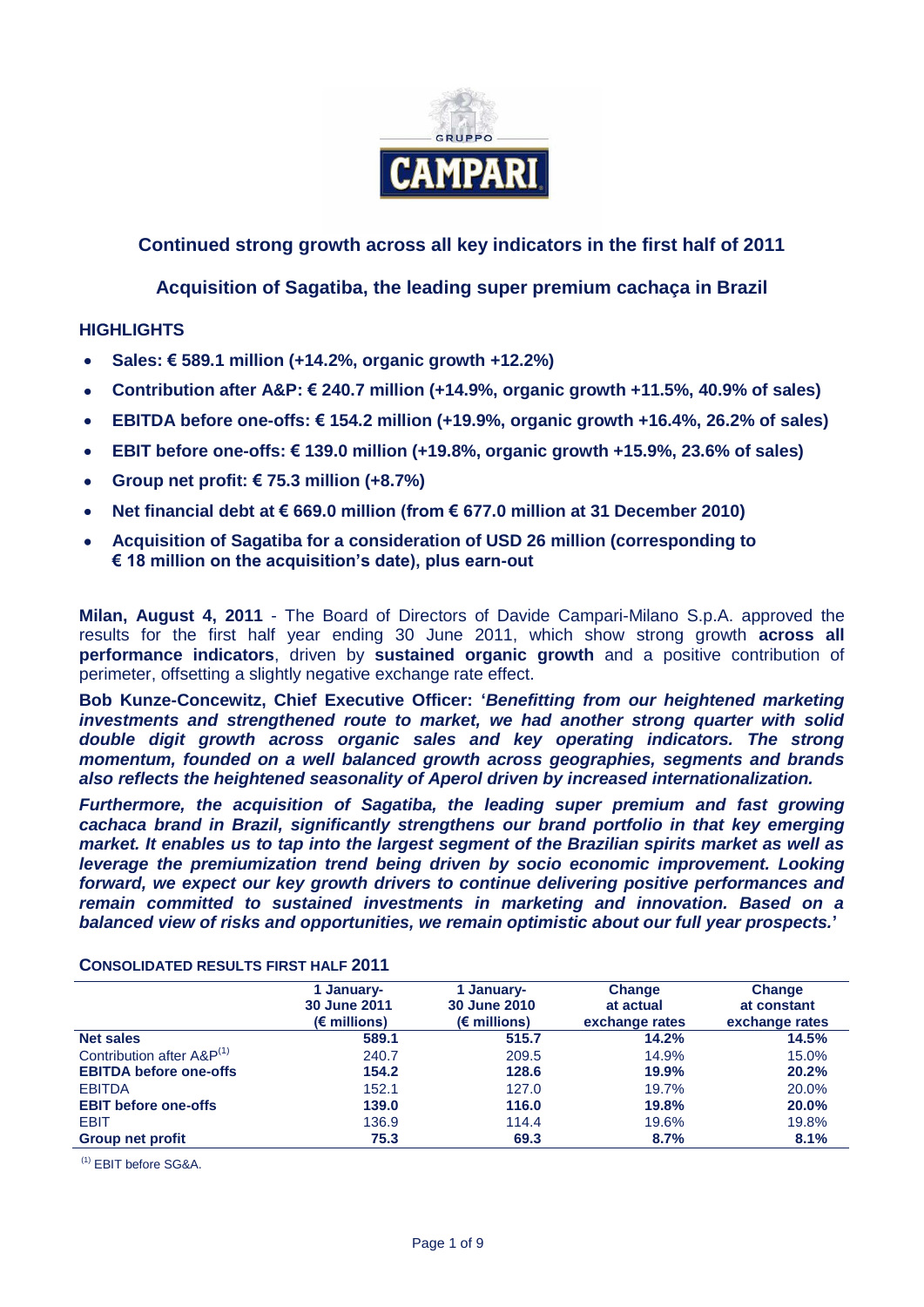## Continued strong growth across all key indicators in the first half of 2011

## Acquisition of Sagatiba, the leading super premium cachaça in Brazil

### HIGHLIGHTS

- **Sales: € 589.1 million (+14.2%, organic growth +12.2%)**
- **Contribution after A&P: € 240.7 million (+14.9%, organic growth +11.5%, 40.9% of sales)**
- **EBITDA before one-offs: € 154.2 million (+19.9%, organic growth +16.4%, 26.2% of sales)**
- **EBIT before one-offs: € 139.0 million (+19.8%, organic growth +15.9%, 23.6% of sales)**
- **Group net profit: € 75.3 million (+8.7%)**
- **Net financial debt at € 669.0 million (from € 677.0 million at 31 December 2010)**
- **Acquisition of Sagatiba for a consideration of USD 26 million (corresponding to € 18 million on the acquisition's date), plus earn-out**

**Milan, August 4, 2011** - The Board of Directors of Davide Campari-Milano S.p.A. approved the results for the first half year ending 30 June 2011, which show strong growth **across all performance indicators**, driven by **sustained organic growth** and a positive contribution of perimeter, offsetting a slightly negative exchange rate effect.

**Bob Kunze-Concewitz, Chief Executive Officer: '*Benefitting from our heightened marketing investments and strengthened route to market, we had another strong quarter with solid double digit growth across organic sales and key operating indicators. The strong momentum, founded on a well balanced growth across geographies, segments and brands also reflects the heightened seasonality of Aperol driven by increased internationalization.***

***Furthermore, the acquisition of Sagatiba, the leading super premium and fast growing cachaca brand in Brazil, significantly strengthens our brand portfolio in that key emerging market. It enables us to tap into the largest segment of the Brazilian spirits market as well as leverage the premiumization trend being driven by socio economic improvement. Looking forward, we expect our key growth drivers to continue delivering positive performances and remain committed to sustained investments in marketing and innovation. Based on a balanced view of risks and opportunities, we remain optimistic about our full year prospects.'***

**CONSOLIDATED RESULTS FIRST HALF 2011**

| | 1 January-30 June 2011 (€ millions) | 1 January-30 June 2010 (€ millions) | Change at actual exchange rates | Change at constant exchange rates |
|---|---|---|---|---|
| **Net sales** | **589.1** | **515.7** | **14.2%** | **14.5%** |
| Contribution after A&P[1] | 240.7 | 209.5 | 14.9% | 15.0% |
| **EBITDA before one-offs** | **154.2** | **128.6** | **19.9%** | **20.2%** |
| EBITDA | 152.1 | 127.0 | 19.7% | 20.0% |
| **EBIT before one-offs** | **139.0** | **116.0** | **19.8%** | **20.0%** |
| EBIT | 136.9 | 114.4 | 19.6% | 19.8% |
| **Group net profit** | **75.3** | **69.3** | **8.7%** | **8.1%** |

[1] EBIT before SG&A.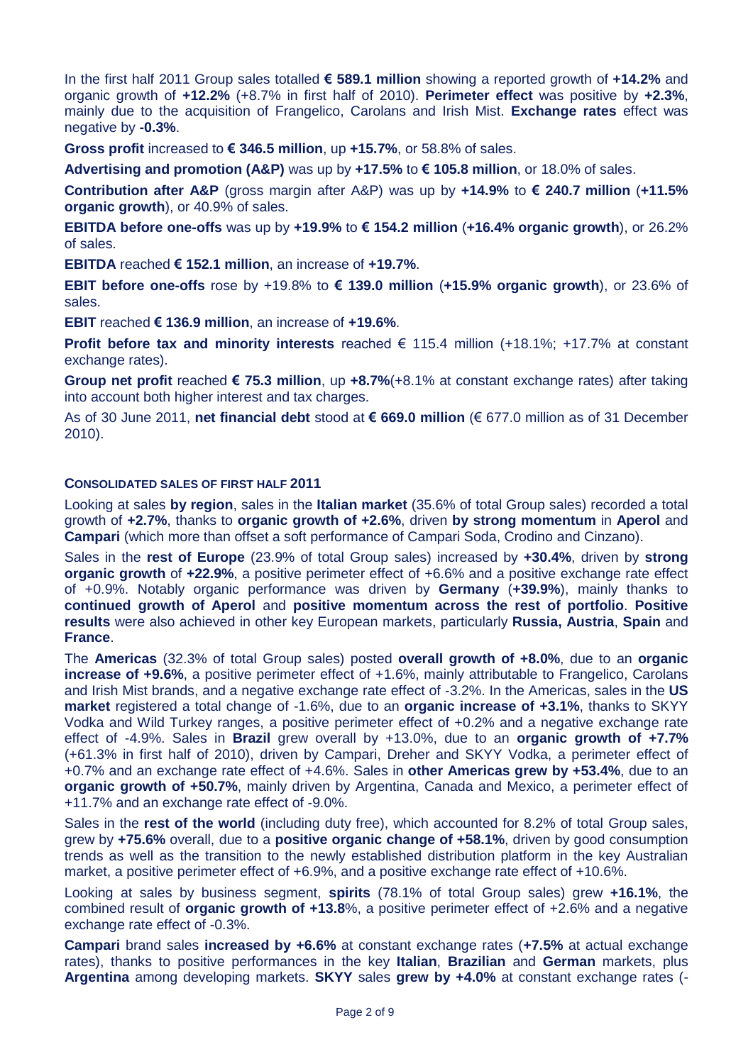In the first half 2011 Group sales totalled **€ 589.1 million** showing a reported growth of **+14.2%** and organic growth of **+12.2%** (+8.7% in first half of 2010). **Perimeter effect** was positive by **+2.3%**, mainly due to the acquisition of Frangelico, Carolans and Irish Mist. **Exchange rates** effect was negative by **-0.3%**.

**Gross profit** increased to **€ 346.5 million**, up **+15.7%**, or 58.8% of sales.

**Advertising and promotion (A&P)** was up by **+17.5%** to **€ 105.8 million**, or 18.0% of sales.

**Contribution after A&P** (gross margin after A&P) was up by **+14.9%** to **€ 240.7 million** (**+11.5% organic growth**), or 40.9% of sales.

**EBITDA before one-offs** was up by **+19.9%** to **€ 154.2 million** (**+16.4% organic growth**), or 26.2% of sales.

**EBITDA** reached **€ 152.1 million**, an increase of **+19.7%**.

**EBIT before one-offs** rose by +19.8% to **€ 139.0 million** (**+15.9% organic growth**), or 23.6% of sales.

**EBIT** reached **€ 136.9 million**, an increase of **+19.6%**.

**Profit before tax and minority interests** reached € 115.4 million (+18.1%; +17.7% at constant exchange rates).

**Group net profit** reached **€ 75.3 million**, up **+8.7%**(+8.1% at constant exchange rates) after taking into account both higher interest and tax charges.

As of 30 June 2011, **net financial debt** stood at **€ 669.0 million** (€ 677.0 million as of 31 December 2010).

### CONSOLIDATED SALES OF FIRST HALF 2011

Looking at sales **by region**, sales in the **Italian market** (35.6% of total Group sales) recorded a total growth of **+2.7%**, thanks to **organic growth of +2.6%**, driven **by strong momentum** in **Aperol** and **Campari** (which more than offset a soft performance of Campari Soda, Crodino and Cinzano).

Sales in the **rest of Europe** (23.9% of total Group sales) increased by **+30.4%**, driven by **strong organic growth** of **+22.9%**, a positive perimeter effect of +6.6% and a positive exchange rate effect of +0.9%. Notably organic performance was driven by **Germany** (**+39.9%**), mainly thanks to **continued growth of Aperol** and **positive momentum across the rest of portfolio**. **Positive results** were also achieved in other key European markets, particularly **Russia, Austria**, **Spain** and **France**.

The **Americas** (32.3% of total Group sales) posted **overall growth of +8.0%**, due to an **organic increase of +9.6%**, a positive perimeter effect of +1.6%, mainly attributable to Frangelico, Carolans and Irish Mist brands, and a negative exchange rate effect of -3.2%. In the Americas, sales in the **US market** registered a total change of -1.6%, due to an **organic increase of +3.1%**, thanks to SKYY Vodka and Wild Turkey ranges, a positive perimeter effect of +0.2% and a negative exchange rate effect of -4.9%. Sales in **Brazil** grew overall by +13.0%, due to an **organic growth of +7.7%** (+61.3% in first half of 2010), driven by Campari, Dreher and SKYY Vodka, a perimeter effect of +0.7% and an exchange rate effect of +4.6%. Sales in **other Americas grew by +53.4%**, due to an **organic growth of +50.7%**, mainly driven by Argentina, Canada and Mexico, a perimeter effect of +11.7% and an exchange rate effect of -9.0%.

Sales in the **rest of the world** (including duty free), which accounted for 8.2% of total Group sales, grew by **+75.6%** overall, due to a **positive organic change of +58.1%**, driven by good consumption trends as well as the transition to the newly established distribution platform in the key Australian market, a positive perimeter effect of +6.9%, and a positive exchange rate effect of +10.6%.

Looking at sales by business segment, **spirits** (78.1% of total Group sales) grew **+16.1%**, the combined result of **organic growth of +13.8**%, a positive perimeter effect of +2.6% and a negative exchange rate effect of -0.3%.

**Campari** brand sales **increased by +6.6%** at constant exchange rates (**+7.5%** at actual exchange rates), thanks to positive performances in the key **Italian**, **Brazilian** and **German** markets, plus **Argentina** among developing markets. **SKYY** sales **grew by +4.0%** at constant exchange rates (-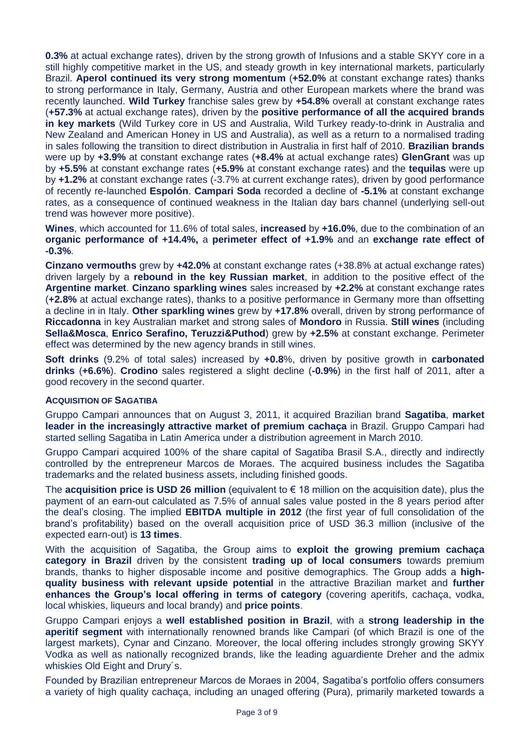**0.3%** at actual exchange rates), driven by the strong growth of Infusions and a stable SKYY core in a still highly competitive market in the US, and steady growth in key international markets, particularly Brazil. **Aperol continued its very strong momentum** (**+52.0%** at constant exchange rates) thanks to strong performance in Italy, Germany, Austria and other European markets where the brand was recently launched. **Wild Turkey** franchise sales grew by **+54.8%** overall at constant exchange rates (**+57.3%** at actual exchange rates), driven by the **positive performance of all the acquired brands in key markets** (Wild Turkey core in US and Australia, Wild Turkey ready-to-drink in Australia and New Zealand and American Honey in US and Australia), as well as a return to a normalised trading in sales following the transition to direct distribution in Australia in first half of 2010. **Brazilian brands** were up by **+3.9%** at constant exchange rates (**+8.4%** at actual exchange rates) **GlenGrant** was up by **+5.5%** at constant exchange rates (**+5.9%** at constant exchange rates) and the **tequilas** were up by **+1.2%** at constant exchange rates (-3.7% at current exchange rates), driven by good performance of recently re-launched **Espolón**. **Campari Soda** recorded a decline of **-5.1%** at constant exchange rates, as a consequence of continued weakness in the Italian day bars channel (underlying sell-out trend was however more positive).

**Wines**, which accounted for 11.6% of total sales, **increased** by **+16.0%**, due to the combination of an **organic performance of +14.4%,** a **perimeter effect of +1.9%** and an **exchange rate effect of -0.3%**.

**Cinzano vermouths** grew by **+42.0%** at constant exchange rates (+38.8% at actual exchange rates) driven largely by a **rebound in the key Russian market**, in addition to the positive effect of the **Argentine market**. **Cinzano sparkling wines** sales increased by **+2.2%** at constant exchange rates (**+2.8%** at actual exchange rates), thanks to a positive performance in Germany more than offsetting a decline in in Italy. **Other sparkling wines** grew by **+17.8%** overall, driven by strong performance of **Riccadonna** in key Australian market and strong sales of **Mondoro** in Russia. **Still wines** (including **Sella&Mosca**, **Enrico Serafino, Teruzzi&Puthod**) grew by **+2.5%** at constant exchange. Perimeter effect was determined by the new agency brands in still wines.

**Soft drinks** (9.2% of total sales) increased by **+0.8**%, driven by positive growth in **carbonated drinks** (**+6.6%**). **Crodino** sales registered a slight decline (**-0.9%**) in the first half of 2011, after a good recovery in the second quarter.

### ACQUISITION OF SAGATIBA

Gruppo Campari announces that on August 3, 2011, it acquired Brazilian brand **Sagatiba**, **market leader in the increasingly attractive market of premium cachaça** in Brazil. Gruppo Campari had started selling Sagatiba in Latin America under a distribution agreement in March 2010.

Gruppo Campari acquired 100% of the share capital of Sagatiba Brasil S.A., directly and indirectly controlled by the entrepreneur Marcos de Moraes. The acquired business includes the Sagatiba trademarks and the related business assets, including finished goods.

The **acquisition price is USD 26 million** (equivalent to € 18 million on the acquisition date), plus the payment of an earn-out calculated as 7.5% of annual sales value posted in the 8 years period after the deal's closing. The implied **EBITDA multiple in 2012** (the first year of full consolidation of the brand's profitability) based on the overall acquisition price of USD 36.3 million (inclusive of the expected earn-out) is **13 times**.

With the acquisition of Sagatiba, the Group aims to **exploit the growing premium cachaça category in Brazil** driven by the consistent **trading up of local consumers** towards premium brands, thanks to higher disposable income and positive demographics. The Group adds a **high-quality business with relevant upside potential** in the attractive Brazilian market and **further enhances the Group's local offering in terms of category** (covering aperitifs, cachaça, vodka, local whiskies, liqueurs and local brandy) and **price points**.

Gruppo Campari enjoys a **well established position in Brazil**, with a **strong leadership in the aperitif segment** with internationally renowned brands like Campari (of which Brazil is one of the largest markets), Cynar and Cinzano. Moreover, the local offering includes strongly growing SKYY Vodka as well as nationally recognized brands, like the leading aguardiente Dreher and the admix whiskies Old Eight and Drury´s.

Founded by Brazilian entrepreneur Marcos de Moraes in 2004, Sagatiba's portfolio offers consumers a variety of high quality cachaça, including an unaged offering (Pura), primarily marketed towards a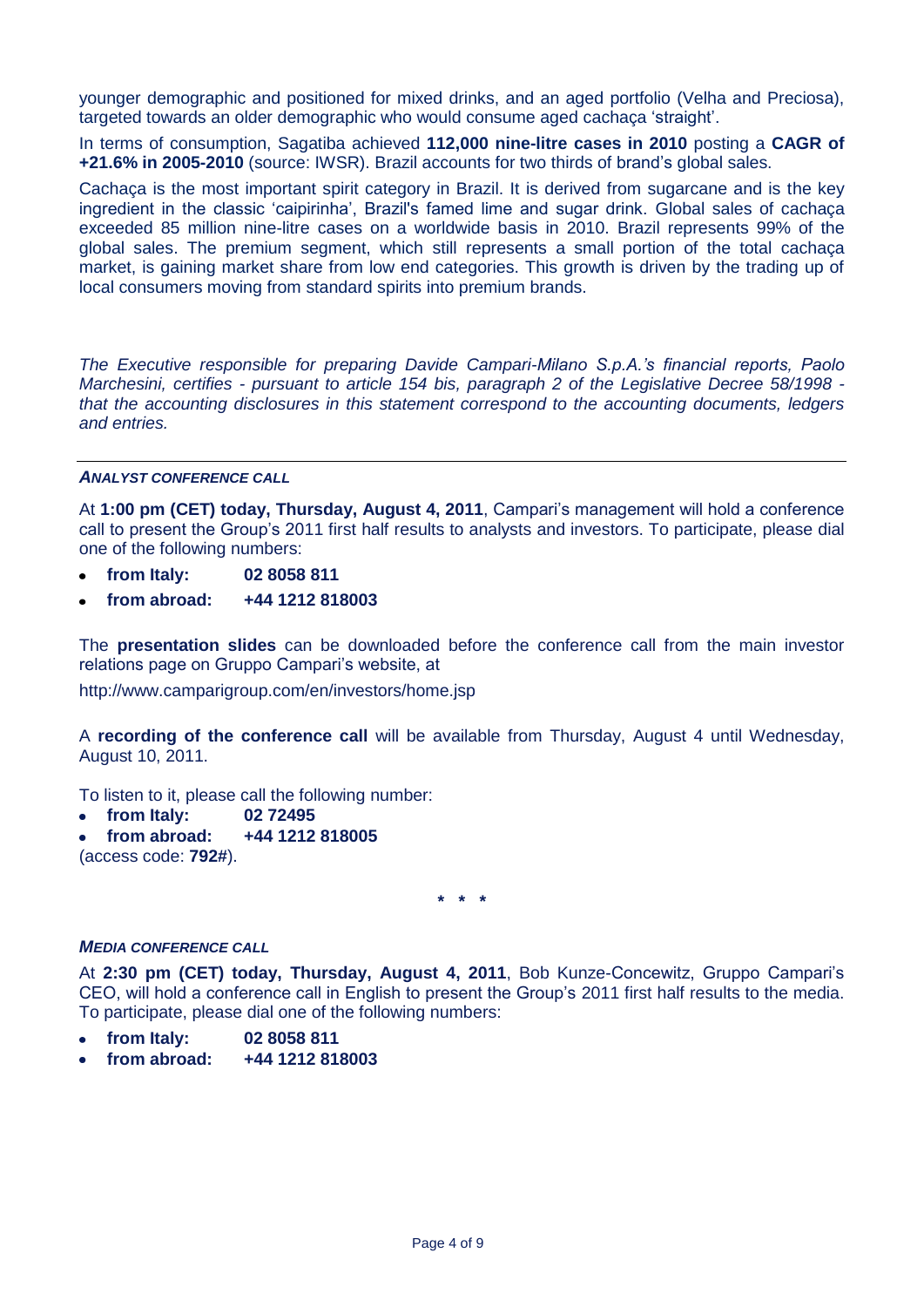younger demographic and positioned for mixed drinks, and an aged portfolio (Velha and Preciosa), targeted towards an older demographic who would consume aged cachaça 'straight'.

In terms of consumption, Sagatiba achieved **112,000 nine-litre cases in 2010** posting a **CAGR of +21.6% in 2005-2010** (source: IWSR). Brazil accounts for two thirds of brand's global sales.

Cachaça is the most important spirit category in Brazil. It is derived from sugarcane and is the key ingredient in the classic 'caipirinha', Brazil's famed lime and sugar drink. Global sales of cachaça exceeded 85 million nine-litre cases on a worldwide basis in 2010. Brazil represents 99% of the global sales. The premium segment, which still represents a small portion of the total cachaça market, is gaining market share from low end categories. This growth is driven by the trading up of local consumers moving from standard spirits into premium brands.

*The Executive responsible for preparing Davide Campari-Milano S.p.A.'s financial reports, Paolo Marchesini, certifies - pursuant to article 154 bis, paragraph 2 of the Legislative Decree 58/1998 - that the accounting disclosures in this statement correspond to the accounting documents, ledgers and entries.*

---

***ANALYST CONFERENCE CALL***

At **1:00 pm (CET) today, Thursday, August 4, 2011**, Campari's management will hold a conference call to present the Group's 2011 first half results to analysts and investors. To participate, please dial one of the following numbers:

- **from Italy: 02 8058 811**
- **from abroad: +44 1212 818003**

The **presentation slides** can be downloaded before the conference call from the main investor relations page on Gruppo Campari's website, at

http://www.camparigroup.com/en/investors/home.jsp

A **recording of the conference call** will be available from Thursday, August 4 until Wednesday, August 10, 2011.

To listen to it, please call the following number:

- **from Italy: 02 72495**
- **from abroad: +44 1212 818005**

(access code: **792#**).

\* \* \*

***MEDIA CONFERENCE CALL***

At **2:30 pm (CET) today, Thursday, August 4, 2011**, Bob Kunze-Concewitz, Gruppo Campari's CEO, will hold a conference call in English to present the Group's 2011 first half results to the media. To participate, please dial one of the following numbers:

- **from Italy: 02 8058 811**
- **from abroad: +44 1212 818003**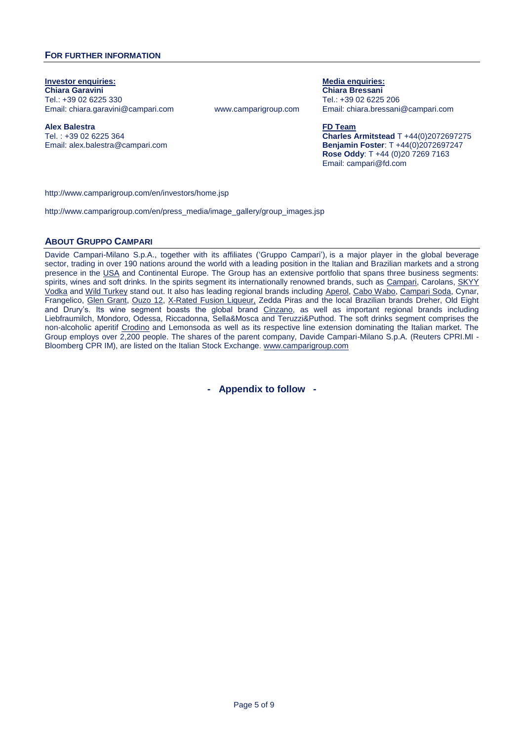## FOR FURTHER INFORMATION

**Investor enquiries:**
**Chiara Garavini**
Tel.: +39 02 6225 330
Email: chiara.garavini@campari.com

**Alex Balestra**
Tel. : +39 02 6225 364
Email: alex.balestra@campari.com

www.camparigroup.com

**Media enquiries:**
**Chiara Bressani**
Tel.: +39 02 6225 206
Email: chiara.bressani@campari.com

**FD Team**
**Charles Armitstead** T +44(0)2072697275
**Benjamin Foster**: T +44(0)2072697247
**Rose Oddy**: T +44 (0)20 7269 7163
Email: campari@fd.com

http://www.camparigroup.com/en/investors/home.jsp

http://www.camparigroup.com/en/press_media/image_gallery/group_images.jsp

## ABOUT GRUPPO CAMPARI

Davide Campari-Milano S.p.A., together with its affiliates ('Gruppo Campari'), is a major player in the global beverage sector, trading in over 190 nations around the world with a leading position in the Italian and Brazilian markets and a strong presence in the USA and Continental Europe. The Group has an extensive portfolio that spans three business segments: spirits, wines and soft drinks. In the spirits segment its internationally renowned brands, such as Campari, Carolans, SKYY Vodka and Wild Turkey stand out. It also has leading regional brands including Aperol, Cabo Wabo, Campari Soda, Cynar, Frangelico, Glen Grant, Ouzo 12, X-Rated Fusion Liqueur, Zedda Piras and the local Brazilian brands Dreher, Old Eight and Drury's. Its wine segment boasts the global brand Cinzano, as well as important regional brands including Liebfraumilch, Mondoro, Odessa, Riccadonna, Sella&Mosca and Teruzzi&Puthod. The soft drinks segment comprises the non-alcoholic aperitif Crodino and Lemonsoda as well as its respective line extension dominating the Italian market. The Group employs over 2,200 people. The shares of the parent company, Davide Campari-Milano S.p.A. (Reuters CPRI.MI - Bloomberg CPR IM), are listed on the Italian Stock Exchange. www.camparigroup.com

**- Appendix to follow -**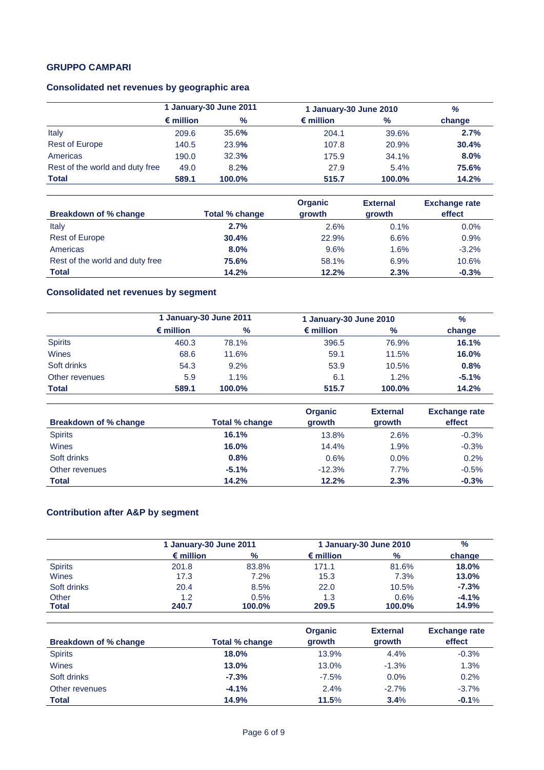## GRUPPO CAMPARI

### Consolidated net revenues by geographic area

| | 1 January-30 June 2011 | | 1 January-30 June 2010 | | % |
|---|---|---|---|---|---|
| | € million | % | € million | % | change |
| Italy | 209.6 | 35.6% | 204.1 | 39.6% | **2.7%** |
| Rest of Europe | 140.5 | 23.9% | 107.8 | 20.9% | **30.4%** |
| Americas | 190.0 | 32.3% | 175.9 | 34.1% | **8.0%** |
| Rest of the world and duty free | 49.0 | 8.2% | 27.9 | 5.4% | **75.6%** |
| **Total** | **589.1** | **100.0%** | **515.7** | **100.0%** | **14.2%** |

| Breakdown of % change | Total % change | Organic growth | External growth | Exchange rate effect |
|---|---|---|---|---|
| Italy | **2.7%** | 2.6% | 0.1% | 0.0% |
| Rest of Europe | **30.4%** | 22.9% | 6.6% | 0.9% |
| Americas | **8.0%** | 9.6% | 1.6% | -3.2% |
| Rest of the world and duty free | **75.6%** | 58.1% | 6.9% | 10.6% |
| **Total** | **14.2%** | **12.2%** | **2.3%** | **-0.3%** |

### Consolidated net revenues by segment

| | 1 January-30 June 2011 | | 1 January-30 June 2010 | | % |
|---|---|---|---|---|---|
| | € million | % | € million | % | change |
| Spirits | 460.3 | 78.1% | 396.5 | 76.9% | **16.1%** |
| Wines | 68.6 | 11.6% | 59.1 | 11.5% | **16.0%** |
| Soft drinks | 54.3 | 9.2% | 53.9 | 10.5% | **0.8%** |
| Other revenues | 5.9 | 1.1% | 6.1 | 1.2% | **-5.1%** |
| **Total** | **589.1** | **100.0%** | **515.7** | **100.0%** | **14.2%** |

| Breakdown of % change | Total % change | Organic growth | External growth | Exchange rate effect |
|---|---|---|---|---|
| Spirits | **16.1%** | 13.8% | 2.6% | -0.3% |
| Wines | **16.0%** | 14.4% | 1.9% | -0.3% |
| Soft drinks | **0.8%** | 0.6% | 0.0% | 0.2% |
| Other revenues | **-5.1%** | -12.3% | 7.7% | -0.5% |
| **Total** | **14.2%** | **12.2%** | **2.3%** | **-0.3%** |

### Contribution after A&P by segment

| | 1 January-30 June 2011 | | 1 January-30 June 2010 | | % |
|---|---|---|---|---|---|
| | € million | % | € million | % | change |
| Spirits | 201.8 | 83.8% | 171.1 | 81.6% | **18.0%** |
| Wines | 17.3 | 7.2% | 15.3 | 7.3% | **13.0%** |
| Soft drinks | 20.4 | 8.5% | 22.0 | 10.5% | **-7.3%** |
| Other | 1.2 | 0.5% | 1.3 | 0.6% | **-4.1%** |
| **Total** | **240.7** | **100.0%** | **209.5** | **100.0%** | **14.9%** |

| Breakdown of % change | Total % change | Organic growth | External growth | Exchange rate effect |
|---|---|---|---|---|
| Spirits | **18.0%** | 13.9% | 4.4% | -0.3% |
| Wines | **13.0%** | 13.0% | -1.3% | 1.3% |
| Soft drinks | **-7.3%** | -7.5% | 0.0% | 0.2% |
| Other revenues | **-4.1%** | 2.4% | -2.7% | -3.7% |
| **Total** | **14.9%** | **11.5%** | **3.4%** | **-0.1%** |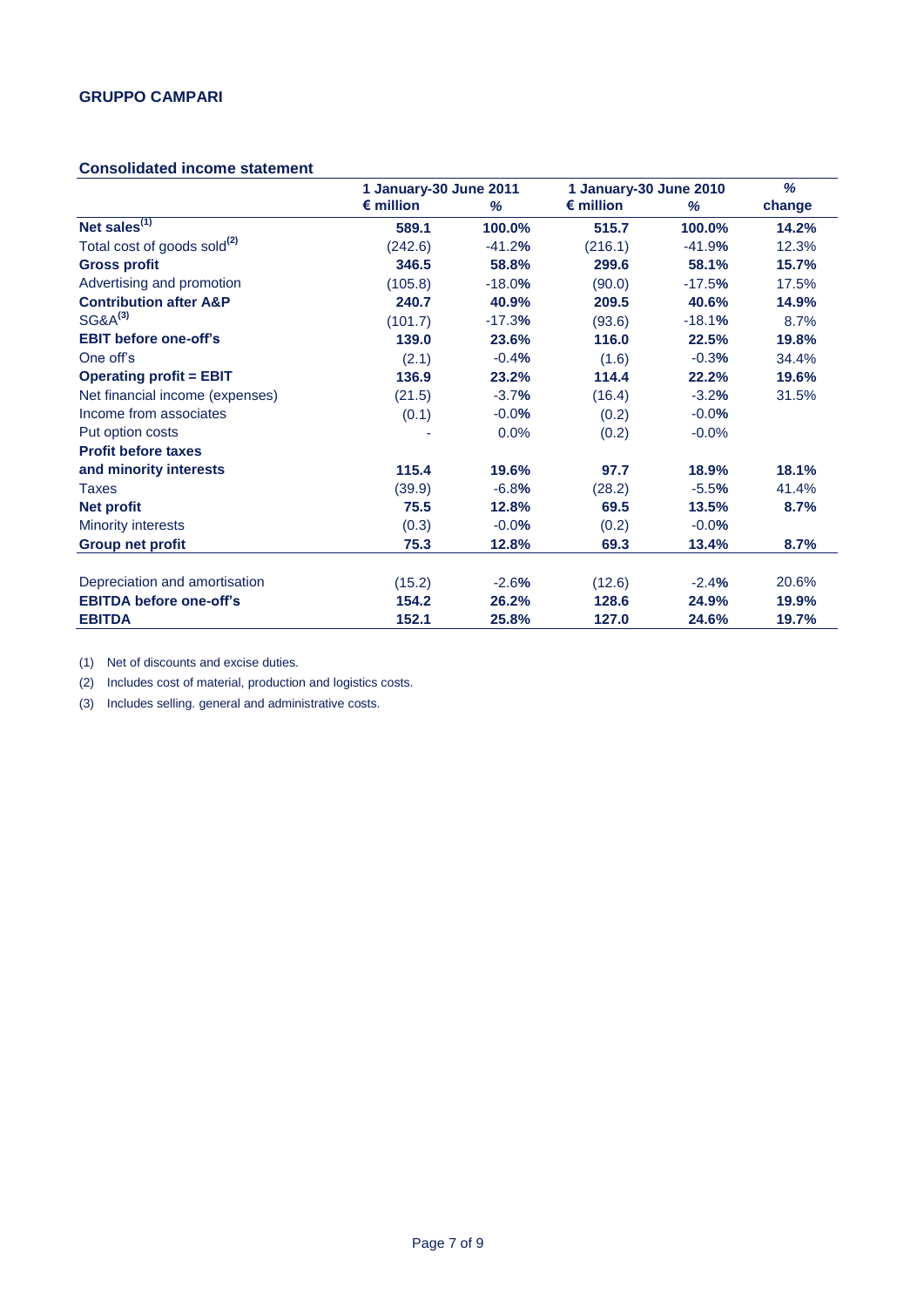**GRUPPO CAMPARI**

**Consolidated income statement**

| | 1 January-30 June 2011 | | 1 January-30 June 2010 | | % |
|---|---|---|---|---|---|
| | € million | % | € million | % | change |
| **Net sales[1]** | **589.1** | **100.0%** | **515.7** | **100.0%** | **14.2%** |
| Total cost of goods sold[2] | (242.6) | -41.2% | (216.1) | -41.9% | 12.3% |
| **Gross profit** | **346.5** | **58.8%** | **299.6** | **58.1%** | **15.7%** |
| Advertising and promotion | (105.8) | -18.0% | (90.0) | -17.5% | 17.5% |
| **Contribution after A&P** | **240.7** | **40.9%** | **209.5** | **40.6%** | **14.9%** |
| SG&A[3] | (101.7) | -17.3% | (93.6) | -18.1% | 8.7% |
| **EBIT before one-off's** | **139.0** | **23.6%** | **116.0** | **22.5%** | **19.8%** |
| One off's | (2.1) | -0.4% | (1.6) | -0.3% | 34.4% |
| **Operating profit = EBIT** | **136.9** | **23.2%** | **114.4** | **22.2%** | **19.6%** |
| Net financial income (expenses) | (21.5) | -3.7% | (16.4) | -3.2% | 31.5% |
| Income from associates | (0.1) | -0.0% | (0.2) | -0.0% | |
| Put option costs | - | 0.0% | (0.2) | -0.0% | |
| **Profit before taxes and minority interests** | **115.4** | **19.6%** | **97.7** | **18.9%** | **18.1%** |
| Taxes | (39.9) | -6.8% | (28.2) | -5.5% | 41.4% |
| **Net profit** | **75.5** | **12.8%** | **69.5** | **13.5%** | **8.7%** |
| Minority interests | (0.3) | -0.0% | (0.2) | -0.0% | |
| **Group net profit** | **75.3** | **12.8%** | **69.3** | **13.4%** | **8.7%** |
| | | | | | |
| Depreciation and amortisation | (15.2) | -2.6% | (12.6) | -2.4% | 20.6% |
| **EBITDA before one-off's** | **154.2** | **26.2%** | **128.6** | **24.9%** | **19.9%** |
| **EBITDA** | **152.1** | **25.8%** | **127.0** | **24.6%** | **19.7%** |

(1) Net of discounts and excise duties.

(2) Includes cost of material, production and logistics costs.

(3) Includes selling. general and administrative costs.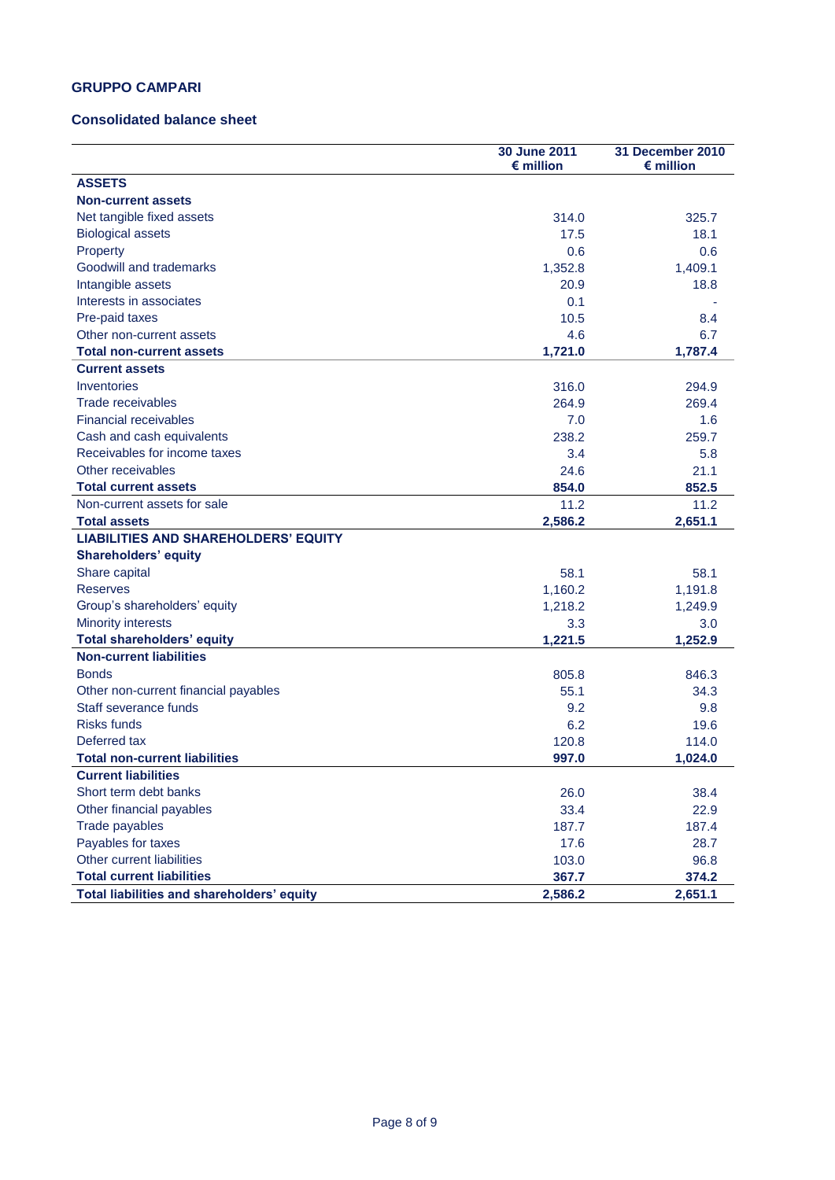**GRUPPO CAMPARI**

**Consolidated balance sheet**

| | 30 June 2011<br>€ million | 31 December 2010<br>€ million |
|---|---|---|
| **ASSETS** | | |
| **Non-current assets** | | |
| Net tangible fixed assets | 314.0 | 325.7 |
| Biological assets | 17.5 | 18.1 |
| Property | 0.6 | 0.6 |
| Goodwill and trademarks | 1,352.8 | 1,409.1 |
| Intangible assets | 20.9 | 18.8 |
| Interests in associates | 0.1 | - |
| Pre-paid taxes | 10.5 | 8.4 |
| Other non-current assets | 4.6 | 6.7 |
| **Total non-current assets** | **1,721.0** | **1,787.4** |
| **Current assets** | | |
| Inventories | 316.0 | 294.9 |
| Trade receivables | 264.9 | 269.4 |
| Financial receivables | 7.0 | 1.6 |
| Cash and cash equivalents | 238.2 | 259.7 |
| Receivables for income taxes | 3.4 | 5.8 |
| Other receivables | 24.6 | 21.1 |
| **Total current assets** | **854.0** | **852.5** |
| Non-current assets for sale | 11.2 | 11.2 |
| **Total assets** | **2,586.2** | **2,651.1** |
| **LIABILITIES AND SHAREHOLDERS' EQUITY** | | |
| **Shareholders' equity** | | |
| Share capital | 58.1 | 58.1 |
| Reserves | 1,160.2 | 1,191.8 |
| Group's shareholders' equity | 1,218.2 | 1,249.9 |
| Minority interests | 3.3 | 3.0 |
| **Total shareholders' equity** | **1,221.5** | **1,252.9** |
| **Non-current liabilities** | | |
| Bonds | 805.8 | 846.3 |
| Other non-current financial payables | 55.1 | 34.3 |
| Staff severance funds | 9.2 | 9.8 |
| Risks funds | 6.2 | 19.6 |
| Deferred tax | 120.8 | 114.0 |
| **Total non-current liabilities** | **997.0** | **1,024.0** |
| **Current liabilities** | | |
| Short term debt banks | 26.0 | 38.4 |
| Other financial payables | 33.4 | 22.9 |
| Trade payables | 187.7 | 187.4 |
| Payables for taxes | 17.6 | 28.7 |
| Other current liabilities | 103.0 | 96.8 |
| **Total current liabilities** | **367.7** | **374.2** |
| **Total liabilities and shareholders' equity** | **2,586.2** | **2,651.1** |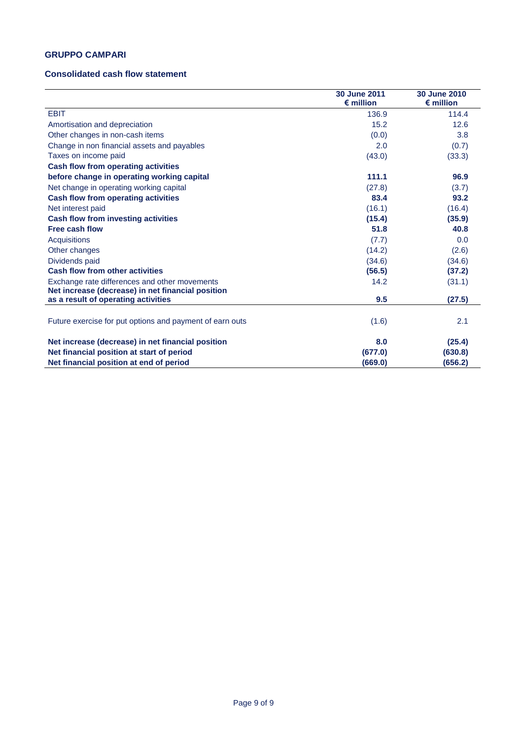## GRUPPO CAMPARI

### Consolidated cash flow statement

| | 30 June 2011 € million | 30 June 2010 € million |
|---|---|---|
| EBIT | 136.9 | 114.4 |
| Amortisation and depreciation | 15.2 | 12.6 |
| Other changes in non-cash items | (0.0) | 3.8 |
| Change in non financial assets and payables | 2.0 | (0.7) |
| Taxes on income paid | (43.0) | (33.3) |
| **Cash flow from operating activities before change in operating working capital** | **111.1** | **96.9** |
| Net change in operating working capital | (27.8) | (3.7) |
| **Cash flow from operating activities** | **83.4** | **93.2** |
| Net interest paid | (16.1) | (16.4) |
| **Cash flow from investing activities** | **(15.4)** | **(35.9)** |
| **Free cash flow** | **51.8** | **40.8** |
| Acquisitions | (7.7) | 0.0 |
| Other changes | (14.2) | (2.6) |
| Dividends paid | (34.6) | (34.6) |
| **Cash flow from other activities** | **(56.5)** | **(37.2)** |
| Exchange rate differences and other movements | 14.2 | (31.1) |
| **Net increase (decrease) in net financial position as a result of operating activities** | **9.5** | **(27.5)** |
| Future exercise for put options and payment of earn outs | (1.6) | 2.1 |
| **Net increase (decrease) in net financial position** | **8.0** | **(25.4)** |
| **Net financial position at start of period** | **(677.0)** | **(630.8)** |
| **Net financial position at end of period** | **(669.0)** | **(656.2)** |